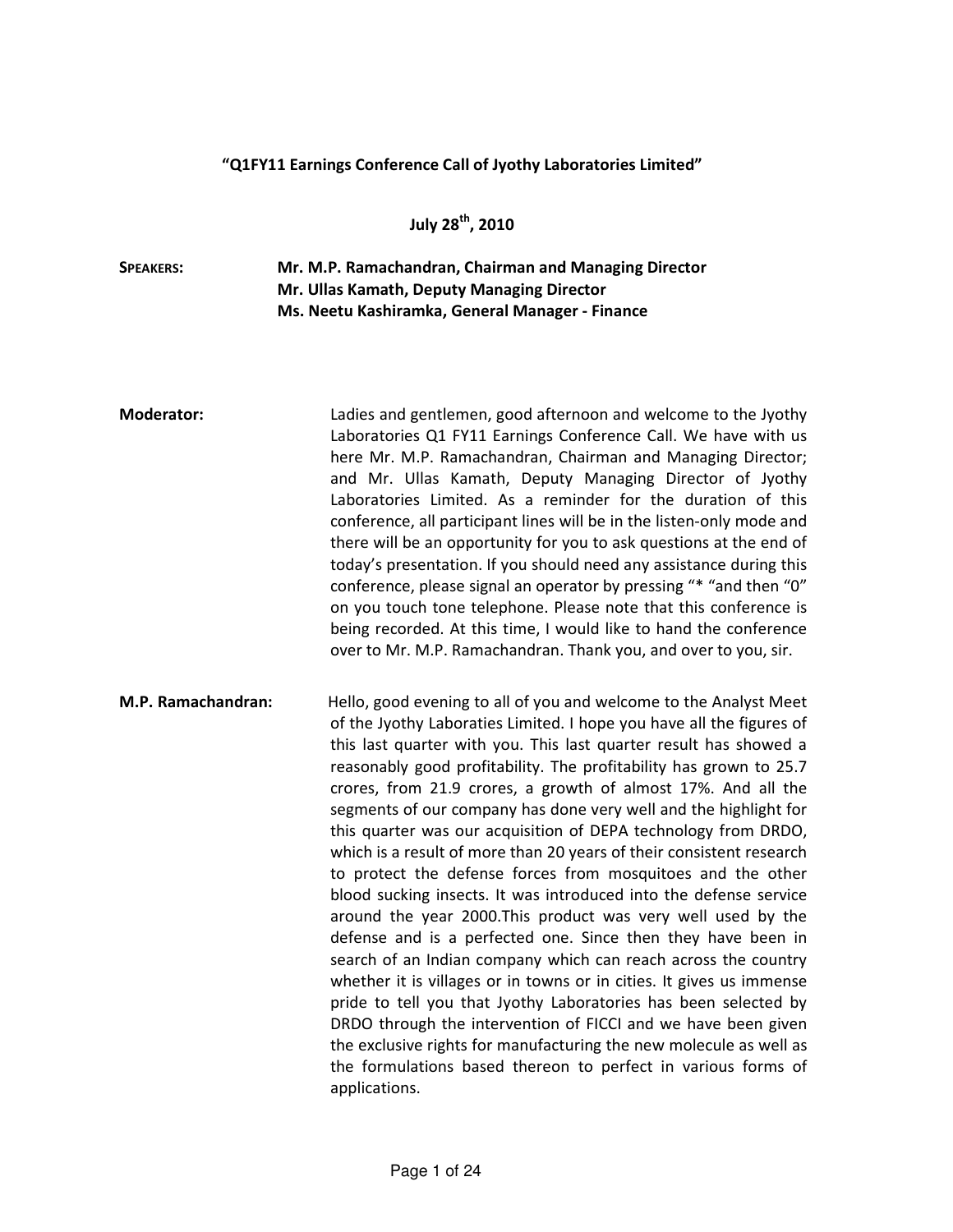# "Q1FY11 Earnings Conference Call of Jyothy Laboratories Limited"

**July 28th, 2010**

**SPEAKERS:**
**Mr. M.P. Ramachandran, Chairman and Managing Director**
**Mr. Ullas Kamath, Deputy Managing Director**
**Ms. Neetu Kashiramka, General Manager - Finance**

**Moderator:** Ladies and gentlemen, good afternoon and welcome to the Jyothy Laboratories Q1 FY11 Earnings Conference Call. We have with us here Mr. M.P. Ramachandran, Chairman and Managing Director; and Mr. Ullas Kamath, Deputy Managing Director of Jyothy Laboratories Limited. As a reminder for the duration of this conference, all participant lines will be in the listen-only mode and there will be an opportunity for you to ask questions at the end of today's presentation. If you should need any assistance during this conference, please signal an operator by pressing "* "and then "0" on you touch tone telephone. Please note that this conference is being recorded. At this time, I would like to hand the conference over to Mr. M.P. Ramachandran. Thank you, and over to you, sir.

**M.P. Ramachandran:** Hello, good evening to all of you and welcome to the Analyst Meet of the Jyothy Laboraties Limited. I hope you have all the figures of this last quarter with you. This last quarter result has showed a reasonably good profitability. The profitability has grown to 25.7 crores, from 21.9 crores, a growth of almost 17%. And all the segments of our company has done very well and the highlight for this quarter was our acquisition of DEPA technology from DRDO, which is a result of more than 20 years of their consistent research to protect the defense forces from mosquitoes and the other blood sucking insects. It was introduced into the defense service around the year 2000.This product was very well used by the defense and is a perfected one. Since then they have been in search of an Indian company which can reach across the country whether it is villages or in towns or in cities. It gives us immense pride to tell you that Jyothy Laboratories has been selected by DRDO through the intervention of FICCI and we have been given the exclusive rights for manufacturing the new molecule as well as the formulations based thereon to perfect in various forms of applications.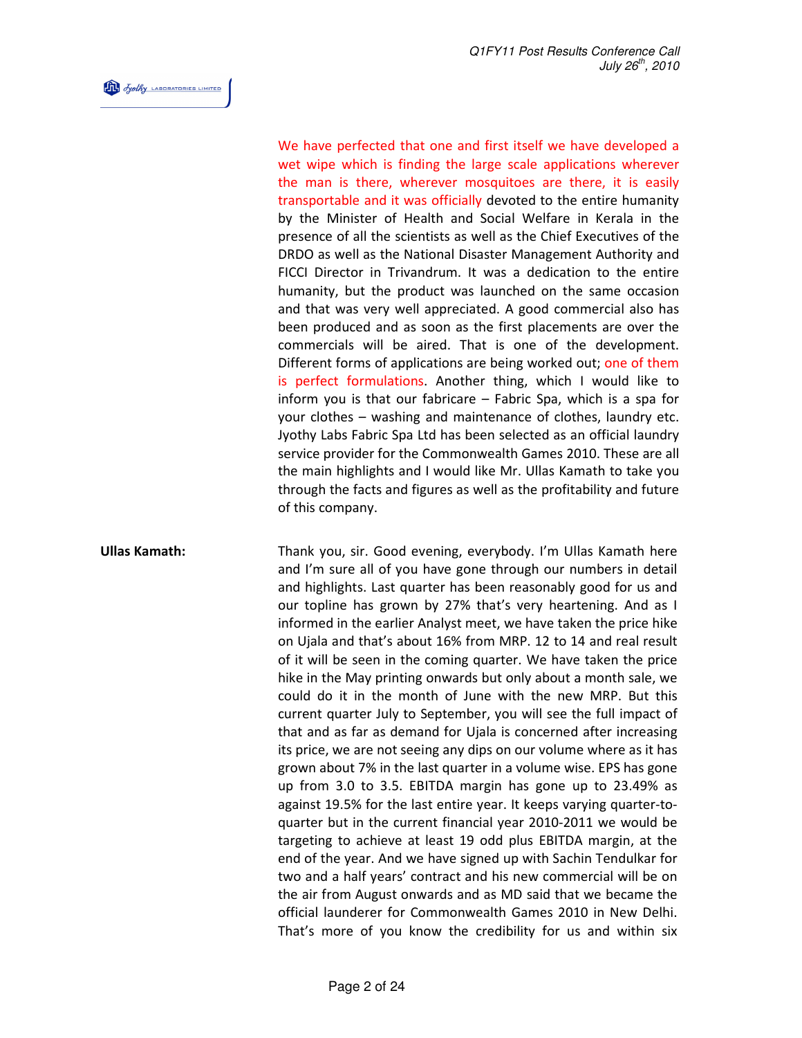We have perfected that one and first itself we have developed a wet wipe which is finding the large scale applications wherever the man is there, wherever mosquitoes are there, it is easily transportable and it was officially devoted to the entire humanity by the Minister of Health and Social Welfare in Kerala in the presence of all the scientists as well as the Chief Executives of the DRDO as well as the National Disaster Management Authority and FICCI Director in Trivandrum. It was a dedication to the entire humanity, but the product was launched on the same occasion and that was very well appreciated. A good commercial also has been produced and as soon as the first placements are over the commercials will be aired. That is one of the development. Different forms of applications are being worked out; one of them is perfect formulations. Another thing, which I would like to inform you is that our fabricare – Fabric Spa, which is a spa for your clothes – washing and maintenance of clothes, laundry etc. Jyothy Labs Fabric Spa Ltd has been selected as an official laundry service provider for the Commonwealth Games 2010. These are all the main highlights and I would like Mr. Ullas Kamath to take you through the facts and figures as well as the profitability and future of this company.

**Ullas Kamath:** Thank you, sir. Good evening, everybody. I'm Ullas Kamath here and I'm sure all of you have gone through our numbers in detail and highlights. Last quarter has been reasonably good for us and our topline has grown by 27% that's very heartening. And as I informed in the earlier Analyst meet, we have taken the price hike on Ujala and that's about 16% from MRP. 12 to 14 and real result of it will be seen in the coming quarter. We have taken the price hike in the May printing onwards but only about a month sale, we could do it in the month of June with the new MRP. But this current quarter July to September, you will see the full impact of that and as far as demand for Ujala is concerned after increasing its price, we are not seeing any dips on our volume where as it has grown about 7% in the last quarter in a volume wise. EPS has gone up from 3.0 to 3.5. EBITDA margin has gone up to 23.49% as against 19.5% for the last entire year. It keeps varying quarter-to-quarter but in the current financial year 2010-2011 we would be targeting to achieve at least 19 odd plus EBITDA margin, at the end of the year. And we have signed up with Sachin Tendulkar for two and a half years' contract and his new commercial will be on the air from August onwards and as MD said that we became the official launderer for Commonwealth Games 2010 in New Delhi. That's more of you know the credibility for us and within six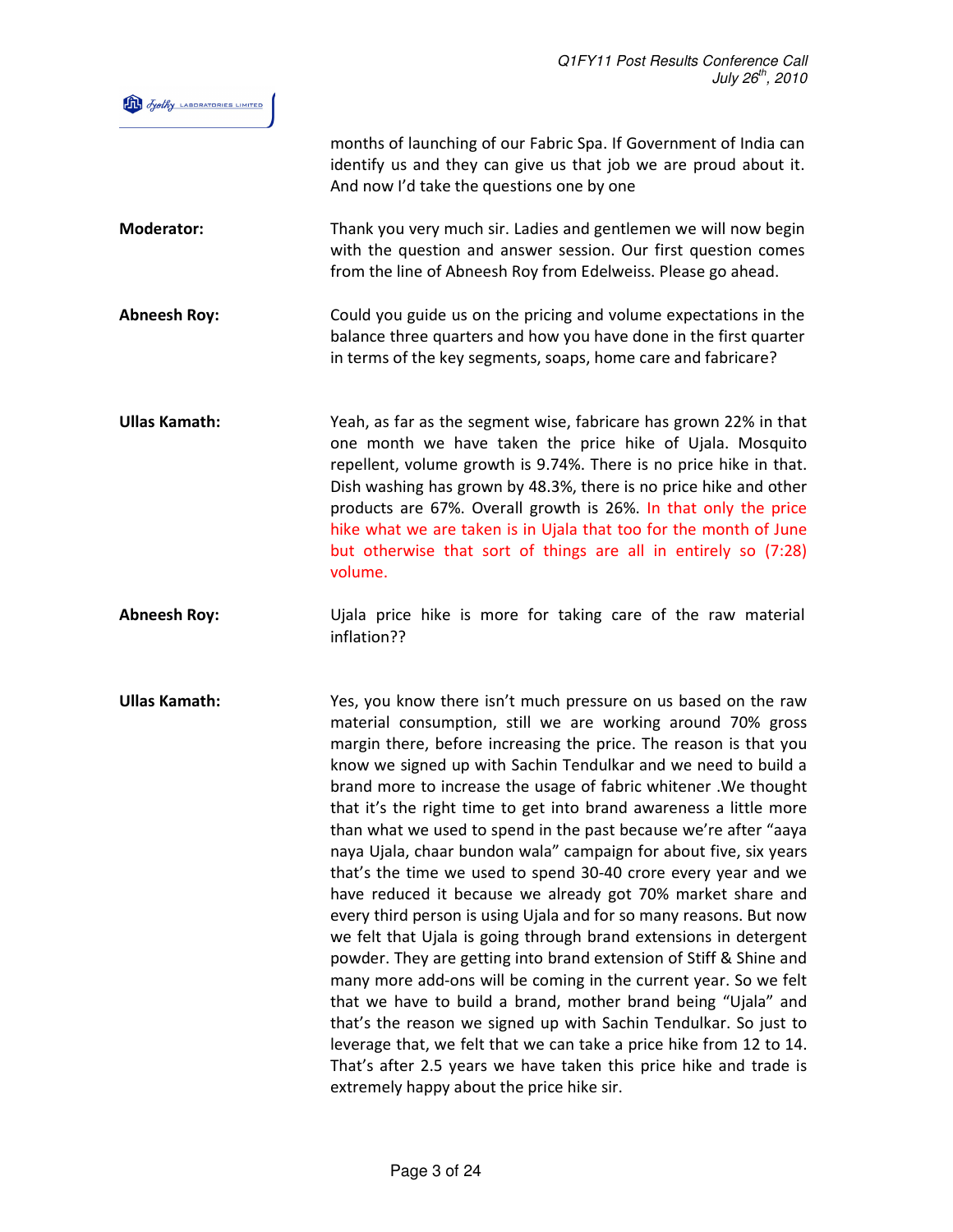months of launching of our Fabric Spa. If Government of India can identify us and they can give us that job we are proud about it. And now I'd take the questions one by one

**Moderator:** Thank you very much sir. Ladies and gentlemen we will now begin with the question and answer session. Our first question comes from the line of Abneesh Roy from Edelweiss. Please go ahead.

**Abneesh Roy:** Could you guide us on the pricing and volume expectations in the balance three quarters and how you have done in the first quarter in terms of the key segments, soaps, home care and fabricare?

**Ullas Kamath:** Yeah, as far as the segment wise, fabricare has grown 22% in that one month we have taken the price hike of Ujala. Mosquito repellent, volume growth is 9.74%. There is no price hike in that. Dish washing has grown by 48.3%, there is no price hike and other products are 67%. Overall growth is 26%. In that only the price hike what we are taken is in Ujala that too for the month of June but otherwise that sort of things are all in entirely so (7:28) volume.

**Abneesh Roy:** Ujala price hike is more for taking care of the raw material inflation??

**Ullas Kamath:** Yes, you know there isn't much pressure on us based on the raw material consumption, still we are working around 70% gross margin there, before increasing the price. The reason is that you know we signed up with Sachin Tendulkar and we need to build a brand more to increase the usage of fabric whitener .We thought that it's the right time to get into brand awareness a little more than what we used to spend in the past because we're after "aaya naya Ujala, chaar bundon wala" campaign for about five, six years that's the time we used to spend 30-40 crore every year and we have reduced it because we already got 70% market share and every third person is using Ujala and for so many reasons. But now we felt that Ujala is going through brand extensions in detergent powder. They are getting into brand extension of Stiff & Shine and many more add-ons will be coming in the current year. So we felt that we have to build a brand, mother brand being "Ujala" and that's the reason we signed up with Sachin Tendulkar. So just to leverage that, we felt that we can take a price hike from 12 to 14. That's after 2.5 years we have taken this price hike and trade is extremely happy about the price hike sir.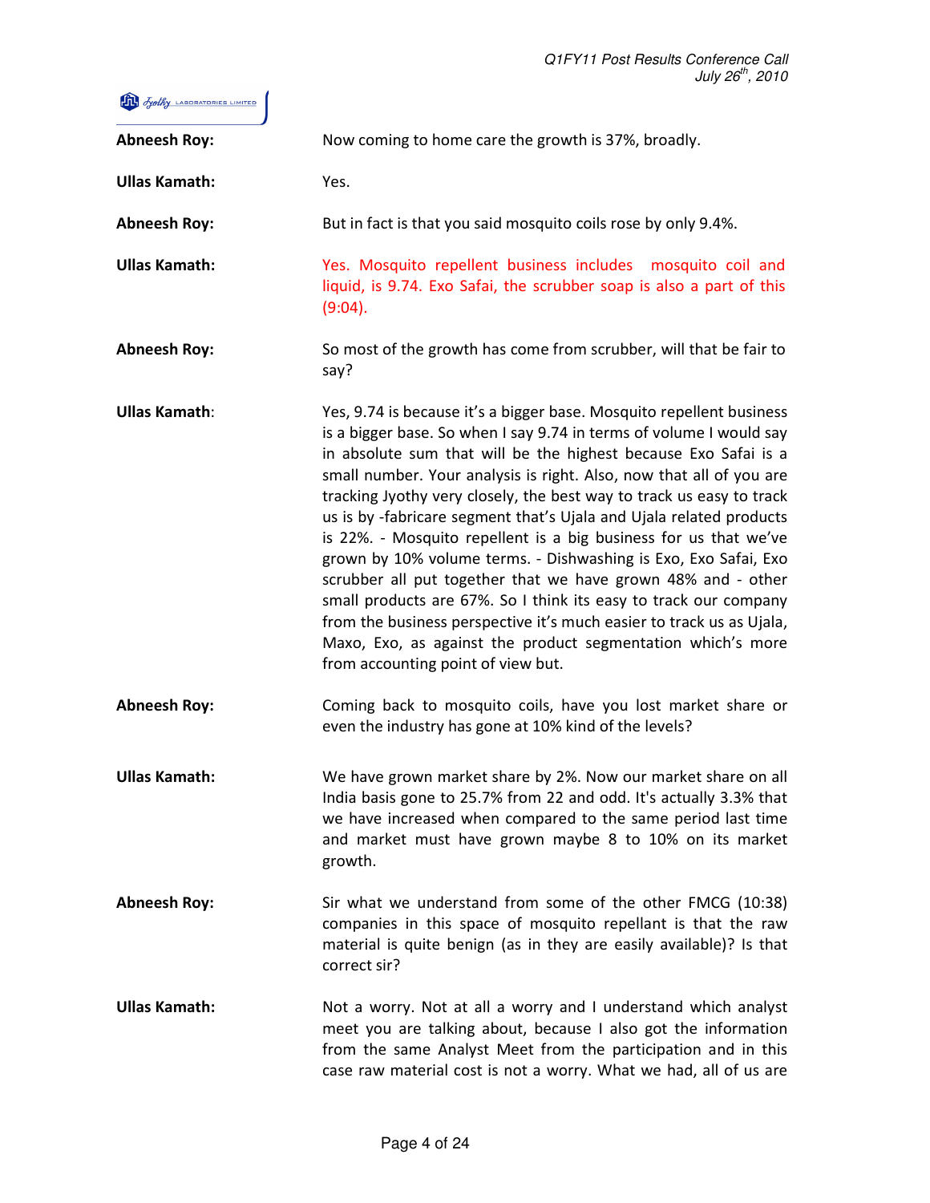**Abneesh Roy:** Now coming to home care the growth is 37%, broadly.

**Ullas Kamath:** Yes.

**Abneesh Roy:** But in fact is that you said mosquito coils rose by only 9.4%.

**Ullas Kamath:** Yes. Mosquito repellent business includes mosquito coil and liquid, is 9.74. Exo Safai, the scrubber soap is also a part of this (9:04).

**Abneesh Roy:** So most of the growth has come from scrubber, will that be fair to say?

**Ullas Kamath:** Yes, 9.74 is because it's a bigger base. Mosquito repellent business is a bigger base. So when I say 9.74 in terms of volume I would say in absolute sum that will be the highest because Exo Safai is a small number. Your analysis is right. Also, now that all of you are tracking Jyothy very closely, the best way to track us easy to track us is by -fabricare segment that's Ujala and Ujala related products is 22%. - Mosquito repellent is a big business for us that we've grown by 10% volume terms. - Dishwashing is Exo, Exo Safai, Exo scrubber all put together that we have grown 48% and - other small products are 67%. So I think its easy to track our company from the business perspective it's much easier to track us as Ujala, Maxo, Exo, as against the product segmentation which's more from accounting point of view but.

**Abneesh Roy:** Coming back to mosquito coils, have you lost market share or even the industry has gone at 10% kind of the levels?

**Ullas Kamath:** We have grown market share by 2%. Now our market share on all India basis gone to 25.7% from 22 and odd. It's actually 3.3% that we have increased when compared to the same period last time and market must have grown maybe 8 to 10% on its market growth.

**Abneesh Roy:** Sir what we understand from some of the other FMCG (10:38) companies in this space of mosquito repellant is that the raw material is quite benign (as in they are easily available)? Is that correct sir?

**Ullas Kamath:** Not a worry. Not at all a worry and I understand which analyst meet you are talking about, because I also got the information from the same Analyst Meet from the participation and in this case raw material cost is not a worry. What we had, all of us are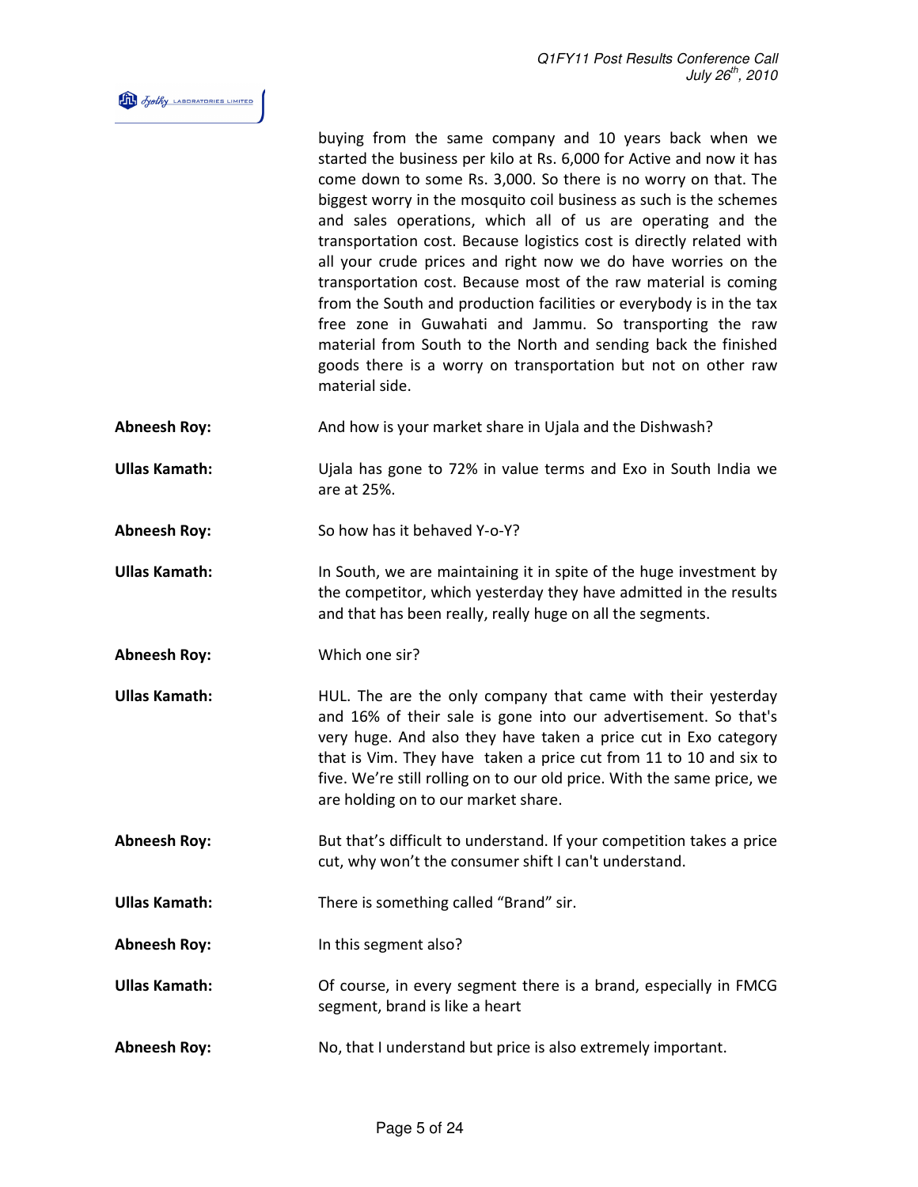buying from the same company and 10 years back when we started the business per kilo at Rs. 6,000 for Active and now it has come down to some Rs. 3,000. So there is no worry on that. The biggest worry in the mosquito coil business as such is the schemes and sales operations, which all of us are operating and the transportation cost. Because logistics cost is directly related with all your crude prices and right now we do have worries on the transportation cost. Because most of the raw material is coming from the South and production facilities or everybody is in the tax free zone in Guwahati and Jammu. So transporting the raw material from South to the North and sending back the finished goods there is a worry on transportation but not on other raw material side.

**Abneesh Roy:** And how is your market share in Ujala and the Dishwash?

**Ullas Kamath:** Ujala has gone to 72% in value terms and Exo in South India we are at 25%.

**Abneesh Roy:** So how has it behaved Y-o-Y?

**Ullas Kamath:** In South, we are maintaining it in spite of the huge investment by the competitor, which yesterday they have admitted in the results and that has been really, really huge on all the segments.

**Abneesh Roy:** Which one sir?

**Ullas Kamath:** HUL. The are the only company that came with their yesterday and 16% of their sale is gone into our advertisement. So that's very huge. And also they have taken a price cut in Exo category that is Vim. They have taken a price cut from 11 to 10 and six to five. We're still rolling on to our old price. With the same price, we are holding on to our market share.

**Abneesh Roy:** But that's difficult to understand. If your competition takes a price cut, why won't the consumer shift I can't understand.

**Ullas Kamath:** There is something called "Brand" sir.

**Abneesh Roy:** In this segment also?

**Ullas Kamath:** Of course, in every segment there is a brand, especially in FMCG segment, brand is like a heart

**Abneesh Roy:** No, that I understand but price is also extremely important.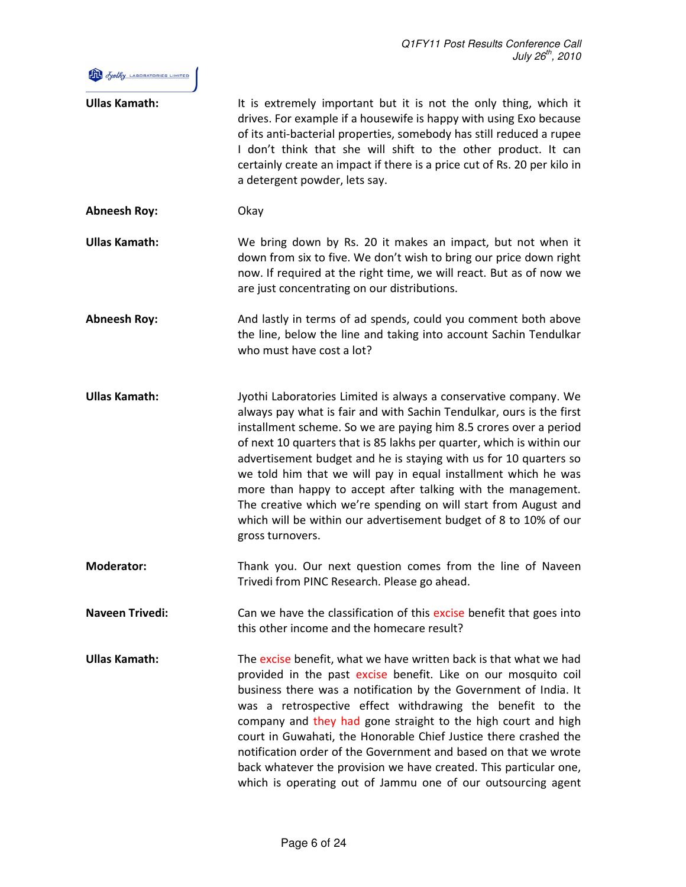**Ullas Kamath:** It is extremely important but it is not the only thing, which it drives. For example if a housewife is happy with using Exo because of its anti-bacterial properties, somebody has still reduced a rupee I don't think that she will shift to the other product. It can certainly create an impact if there is a price cut of Rs. 20 per kilo in a detergent powder, lets say.

**Abneesh Roy:** Okay

**Ullas Kamath:** We bring down by Rs. 20 it makes an impact, but not when it down from six to five. We don't wish to bring our price down right now. If required at the right time, we will react. But as of now we are just concentrating on our distributions.

**Abneesh Roy:** And lastly in terms of ad spends, could you comment both above the line, below the line and taking into account Sachin Tendulkar who must have cost a lot?

**Ullas Kamath:** Jyothi Laboratories Limited is always a conservative company. We always pay what is fair and with Sachin Tendulkar, ours is the first installment scheme. So we are paying him 8.5 crores over a period of next 10 quarters that is 85 lakhs per quarter, which is within our advertisement budget and he is staying with us for 10 quarters so we told him that we will pay in equal installment which he was more than happy to accept after talking with the management. The creative which we're spending on will start from August and which will be within our advertisement budget of 8 to 10% of our gross turnovers.

**Moderator:** Thank you. Our next question comes from the line of Naveen Trivedi from PINC Research. Please go ahead.

**Naveen Trivedi:** Can we have the classification of this excise benefit that goes into this other income and the homecare result?

**Ullas Kamath:** The excise benefit, what we have written back is that what we had provided in the past excise benefit. Like on our mosquito coil business there was a notification by the Government of India. It was a retrospective effect withdrawing the benefit to the company and they had gone straight to the high court and high court in Guwahati, the Honorable Chief Justice there crashed the notification order of the Government and based on that we wrote back whatever the provision we have created. This particular one, which is operating out of Jammu one of our outsourcing agent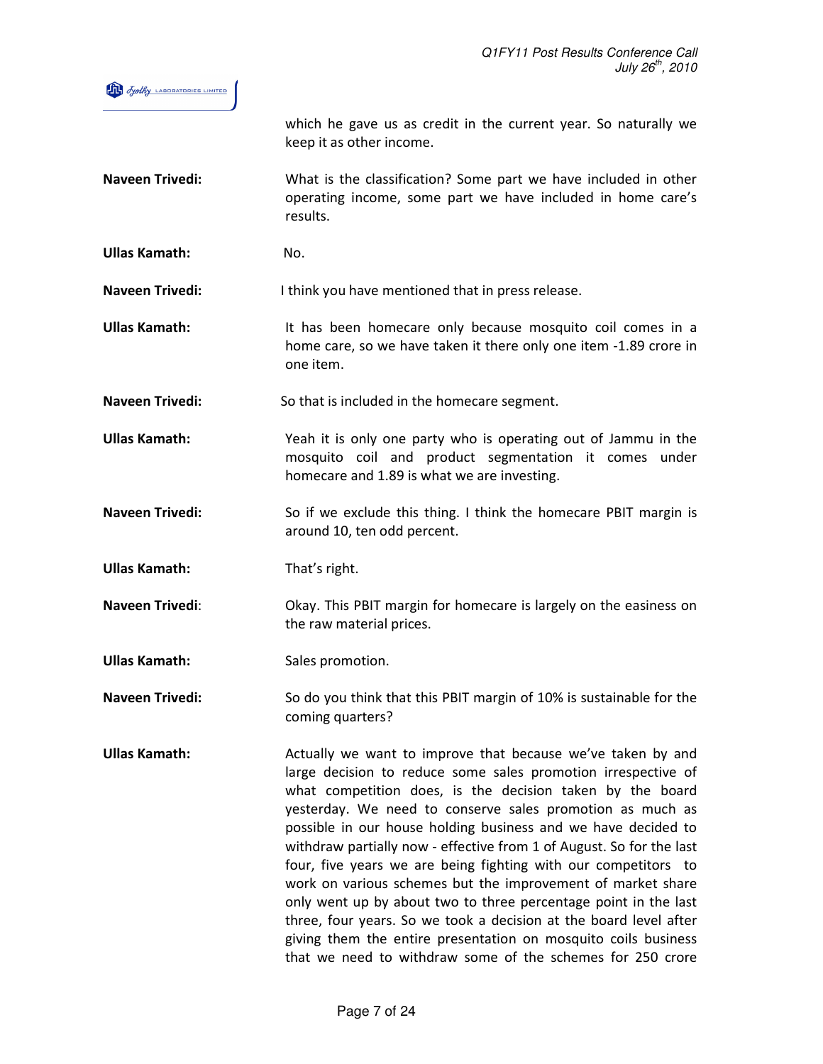which he gave us as credit in the current year. So naturally we keep it as other income.

**Naveen Trivedi:** What is the classification? Some part we have included in other operating income, some part we have included in home care's results.

**Ullas Kamath:** No.

**Naveen Trivedi:** I think you have mentioned that in press release.

**Ullas Kamath:** It has been homecare only because mosquito coil comes in a home care, so we have taken it there only one item -1.89 crore in one item.

**Naveen Trivedi:** So that is included in the homecare segment.

**Ullas Kamath:** Yeah it is only one party who is operating out of Jammu in the mosquito coil and product segmentation it comes under homecare and 1.89 is what we are investing.

**Naveen Trivedi:** So if we exclude this thing. I think the homecare PBIT margin is around 10, ten odd percent.

**Ullas Kamath:** That's right.

**Naveen Trivedi**: Okay. This PBIT margin for homecare is largely on the easiness on the raw material prices.

**Ullas Kamath:** Sales promotion.

**Naveen Trivedi:** So do you think that this PBIT margin of 10% is sustainable for the coming quarters?

**Ullas Kamath:** Actually we want to improve that because we've taken by and large decision to reduce some sales promotion irrespective of what competition does, is the decision taken by the board yesterday. We need to conserve sales promotion as much as possible in our house holding business and we have decided to withdraw partially now - effective from 1 of August. So for the last four, five years we are being fighting with our competitors to work on various schemes but the improvement of market share only went up by about two to three percentage point in the last three, four years. So we took a decision at the board level after giving them the entire presentation on mosquito coils business that we need to withdraw some of the schemes for 250 crore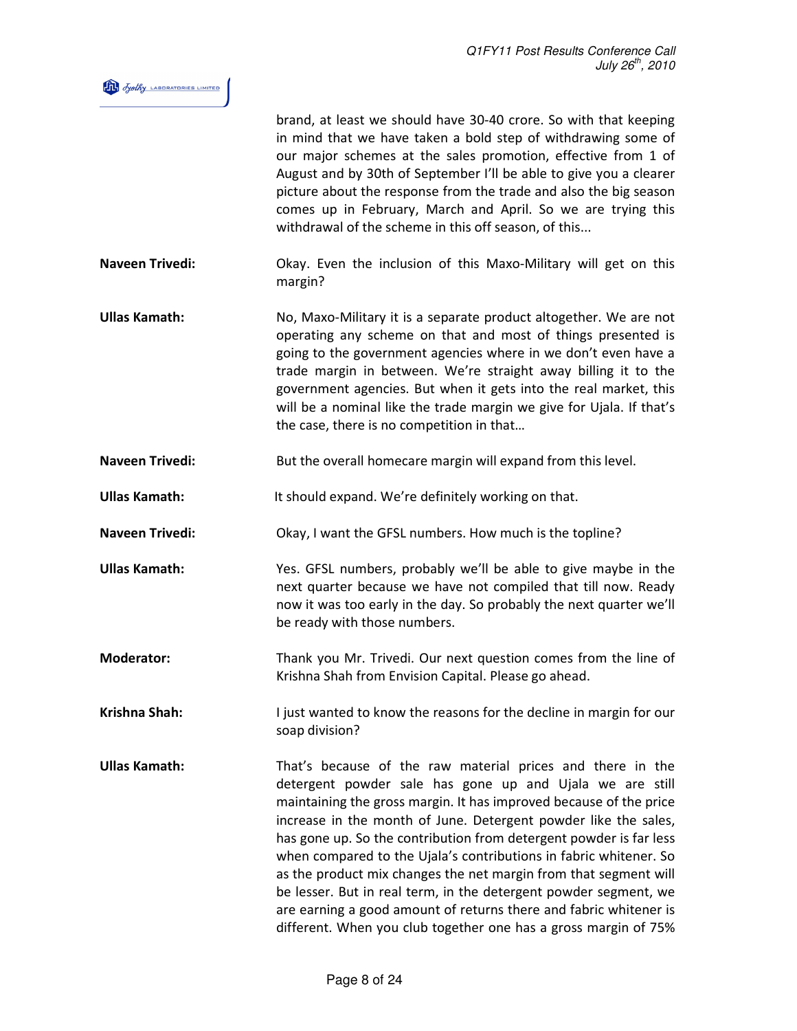brand, at least we should have 30-40 crore. So with that keeping in mind that we have taken a bold step of withdrawing some of our major schemes at the sales promotion, effective from 1 of August and by 30th of September I'll be able to give you a clearer picture about the response from the trade and also the big season comes up in February, March and April. So we are trying this withdrawal of the scheme in this off season, of this...

**Naveen Trivedi:** Okay. Even the inclusion of this Maxo-Military will get on this margin?

**Ullas Kamath:** No, Maxo-Military it is a separate product altogether. We are not operating any scheme on that and most of things presented is going to the government agencies where in we don't even have a trade margin in between. We're straight away billing it to the government agencies. But when it gets into the real market, this will be a nominal like the trade margin we give for Ujala. If that's the case, there is no competition in that…

**Naveen Trivedi:** But the overall homecare margin will expand from this level.

**Ullas Kamath:** It should expand. We're definitely working on that.

**Naveen Trivedi:** Okay, I want the GFSL numbers. How much is the topline?

**Ullas Kamath:** Yes. GFSL numbers, probably we'll be able to give maybe in the next quarter because we have not compiled that till now. Ready now it was too early in the day. So probably the next quarter we'll be ready with those numbers.

**Moderator:** Thank you Mr. Trivedi. Our next question comes from the line of Krishna Shah from Envision Capital. Please go ahead.

**Krishna Shah:** I just wanted to know the reasons for the decline in margin for our soap division?

**Ullas Kamath:** That's because of the raw material prices and there in the detergent powder sale has gone up and Ujala we are still maintaining the gross margin. It has improved because of the price increase in the month of June. Detergent powder like the sales, has gone up. So the contribution from detergent powder is far less when compared to the Ujala's contributions in fabric whitener. So as the product mix changes the net margin from that segment will be lesser. But in real term, in the detergent powder segment, we are earning a good amount of returns there and fabric whitener is different. When you club together one has a gross margin of 75%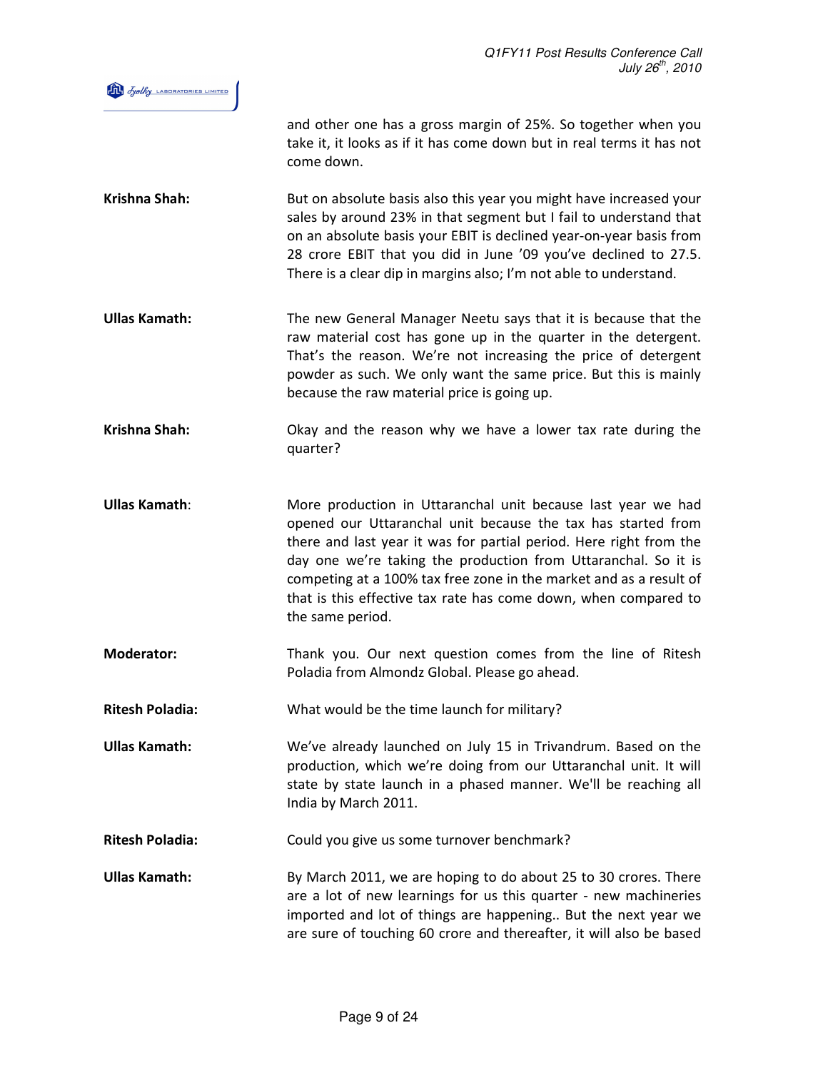and other one has a gross margin of 25%. So together when you take it, it looks as if it has come down but in real terms it has not come down.

**Krishna Shah:** But on absolute basis also this year you might have increased your sales by around 23% in that segment but I fail to understand that on an absolute basis your EBIT is declined year-on-year basis from 28 crore EBIT that you did in June '09 you've declined to 27.5. There is a clear dip in margins also; I'm not able to understand.

**Ullas Kamath:** The new General Manager Neetu says that it is because that the raw material cost has gone up in the quarter in the detergent. That's the reason. We're not increasing the price of detergent powder as such. We only want the same price. But this is mainly because the raw material price is going up.

**Krishna Shah:** Okay and the reason why we have a lower tax rate during the quarter?

**Ullas Kamath:** More production in Uttaranchal unit because last year we had opened our Uttaranchal unit because the tax has started from there and last year it was for partial period. Here right from the day one we're taking the production from Uttaranchal. So it is competing at a 100% tax free zone in the market and as a result of that is this effective tax rate has come down, when compared to the same period.

**Moderator:** Thank you. Our next question comes from the line of Ritesh Poladia from Almondz Global. Please go ahead.

**Ritesh Poladia:** What would be the time launch for military?

**Ullas Kamath:** We've already launched on July 15 in Trivandrum. Based on the production, which we're doing from our Uttaranchal unit. It will state by state launch in a phased manner. We'll be reaching all India by March 2011.

**Ritesh Poladia:** Could you give us some turnover benchmark?

**Ullas Kamath:** By March 2011, we are hoping to do about 25 to 30 crores. There are a lot of new learnings for us this quarter - new machineries imported and lot of things are happening.. But the next year we are sure of touching 60 crore and thereafter, it will also be based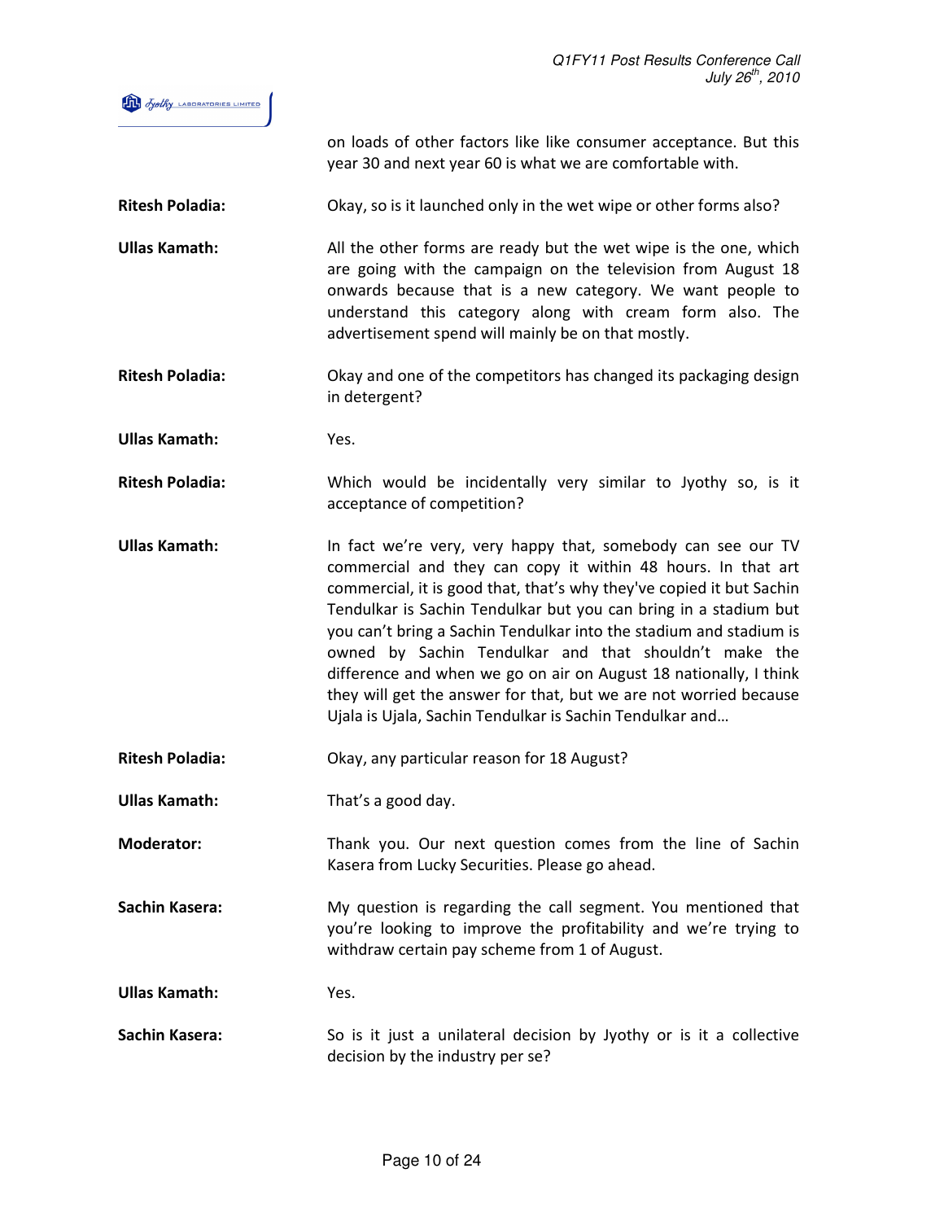on loads of other factors like like consumer acceptance. But this year 30 and next year 60 is what we are comfortable with.

**Ritesh Poladia:** Okay, so is it launched only in the wet wipe or other forms also?

**Ullas Kamath:** All the other forms are ready but the wet wipe is the one, which are going with the campaign on the television from August 18 onwards because that is a new category. We want people to understand this category along with cream form also. The advertisement spend will mainly be on that mostly.

**Ritesh Poladia:** Okay and one of the competitors has changed its packaging design in detergent?

**Ullas Kamath:** Yes.

**Ritesh Poladia:** Which would be incidentally very similar to Jyothy so, is it acceptance of competition?

**Ullas Kamath:** In fact we're very, very happy that, somebody can see our TV commercial and they can copy it within 48 hours. In that art commercial, it is good that, that's why they've copied it but Sachin Tendulkar is Sachin Tendulkar but you can bring in a stadium but you can't bring a Sachin Tendulkar into the stadium and stadium is owned by Sachin Tendulkar and that shouldn't make the difference and when we go on air on August 18 nationally, I think they will get the answer for that, but we are not worried because Ujala is Ujala, Sachin Tendulkar is Sachin Tendulkar and…

**Ritesh Poladia:** Okay, any particular reason for 18 August?

**Ullas Kamath:** That's a good day.

**Moderator:** Thank you. Our next question comes from the line of Sachin Kasera from Lucky Securities. Please go ahead.

**Sachin Kasera:** My question is regarding the call segment. You mentioned that you're looking to improve the profitability and we're trying to withdraw certain pay scheme from 1 of August.

**Ullas Kamath:** Yes.

**Sachin Kasera:** So is it just a unilateral decision by Jyothy or is it a collective decision by the industry per se?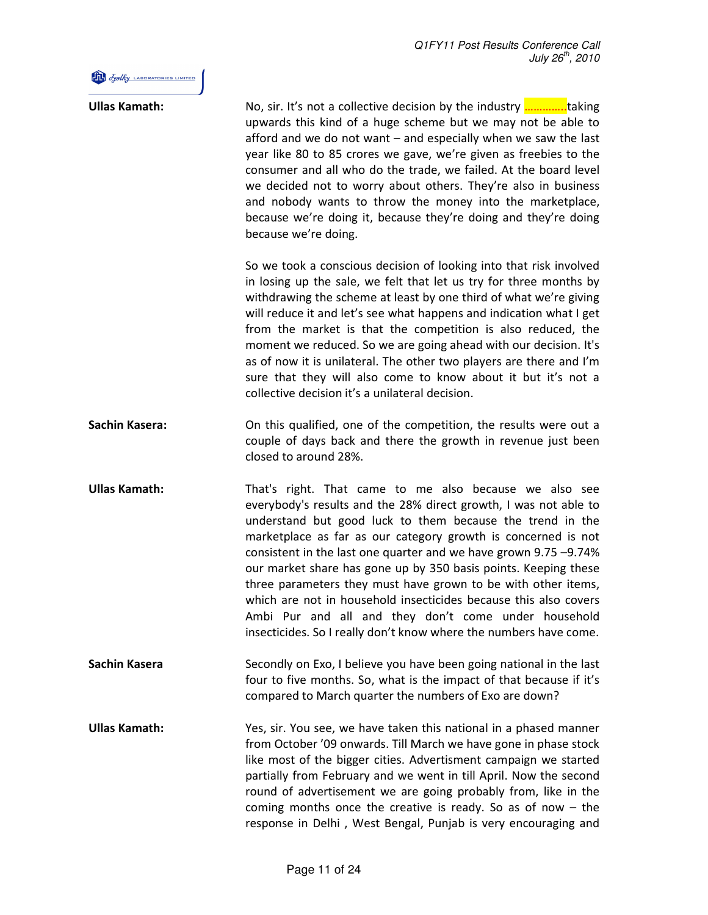**Ullas Kamath:** No, sir. It's not a collective decision by the industry ..............taking upwards this kind of a huge scheme but we may not be able to afford and we do not want – and especially when we saw the last year like 80 to 85 crores we gave, we're given as freebies to the consumer and all who do the trade, we failed. At the board level we decided not to worry about others. They're also in business and nobody wants to throw the money into the marketplace, because we're doing it, because they're doing and they're doing because we're doing.

So we took a conscious decision of looking into that risk involved in losing up the sale, we felt that let us try for three months by withdrawing the scheme at least by one third of what we're giving will reduce it and let's see what happens and indication what I get from the market is that the competition is also reduced, the moment we reduced. So we are going ahead with our decision. It's as of now it is unilateral. The other two players are there and I'm sure that they will also come to know about it but it's not a collective decision it's a unilateral decision.

**Sachin Kasera:** On this qualified, one of the competition, the results were out a couple of days back and there the growth in revenue just been closed to around 28%.

**Ullas Kamath:** That's right. That came to me also because we also see everybody's results and the 28% direct growth, I was not able to understand but good luck to them because the trend in the marketplace as far as our category growth is concerned is not consistent in the last one quarter and we have grown 9.75 –9.74% our market share has gone up by 350 basis points. Keeping these three parameters they must have grown to be with other items, which are not in household insecticides because this also covers Ambi Pur and all and they don't come under household insecticides. So I really don't know where the numbers have come.

**Sachin Kasera** Secondly on Exo, I believe you have been going national in the last four to five months. So, what is the impact of that because if it's compared to March quarter the numbers of Exo are down?

**Ullas Kamath:** Yes, sir. You see, we have taken this national in a phased manner from October '09 onwards. Till March we have gone in phase stock like most of the bigger cities. Advertisment campaign we started partially from February and we went in till April. Now the second round of advertisement we are going probably from, like in the coming months once the creative is ready. So as of now – the response in Delhi , West Bengal, Punjab is very encouraging and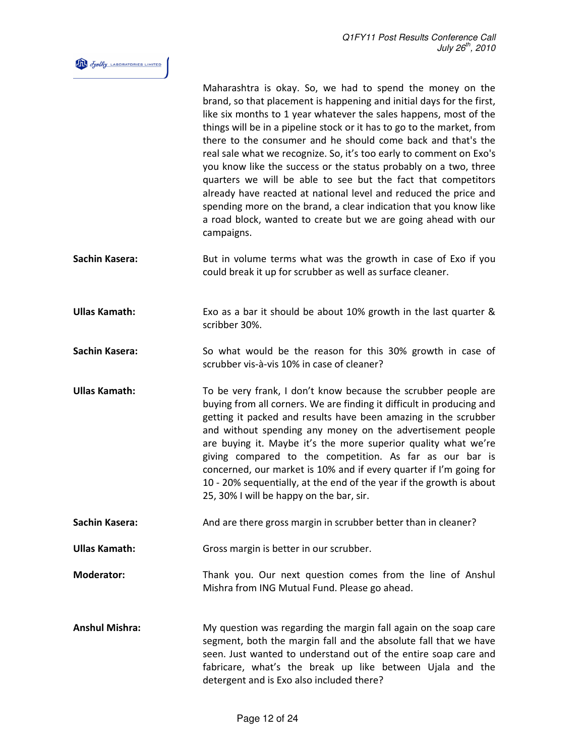Maharashtra is okay. So, we had to spend the money on the brand, so that placement is happening and initial days for the first, like six months to 1 year whatever the sales happens, most of the things will be in a pipeline stock or it has to go to the market, from there to the consumer and he should come back and that's the real sale what we recognize. So, it's too early to comment on Exo's you know like the success or the status probably on a two, three quarters we will be able to see but the fact that competitors already have reacted at national level and reduced the price and spending more on the brand, a clear indication that you know like a road block, wanted to create but we are going ahead with our campaigns.

**Sachin Kasera:** But in volume terms what was the growth in case of Exo if you could break it up for scrubber as well as surface cleaner.

**Ullas Kamath:** Exo as a bar it should be about 10% growth in the last quarter & scribber 30%.

**Sachin Kasera:** So what would be the reason for this 30% growth in case of scrubber vis-à-vis 10% in case of cleaner?

**Ullas Kamath:** To be very frank, I don't know because the scrubber people are buying from all corners. We are finding it difficult in producing and getting it packed and results have been amazing in the scrubber and without spending any money on the advertisement people are buying it. Maybe it's the more superior quality what we're giving compared to the competition. As far as our bar is concerned, our market is 10% and if every quarter if I'm going for 10 - 20% sequentially, at the end of the year if the growth is about 25, 30% I will be happy on the bar, sir.

**Sachin Kasera:** And are there gross margin in scrubber better than in cleaner?

**Ullas Kamath:** Gross margin is better in our scrubber.

**Moderator:** Thank you. Our next question comes from the line of Anshul Mishra from ING Mutual Fund. Please go ahead.

**Anshul Mishra:** My question was regarding the margin fall again on the soap care segment, both the margin fall and the absolute fall that we have seen. Just wanted to understand out of the entire soap care and fabricare, what's the break up like between Ujala and the detergent and is Exo also included there?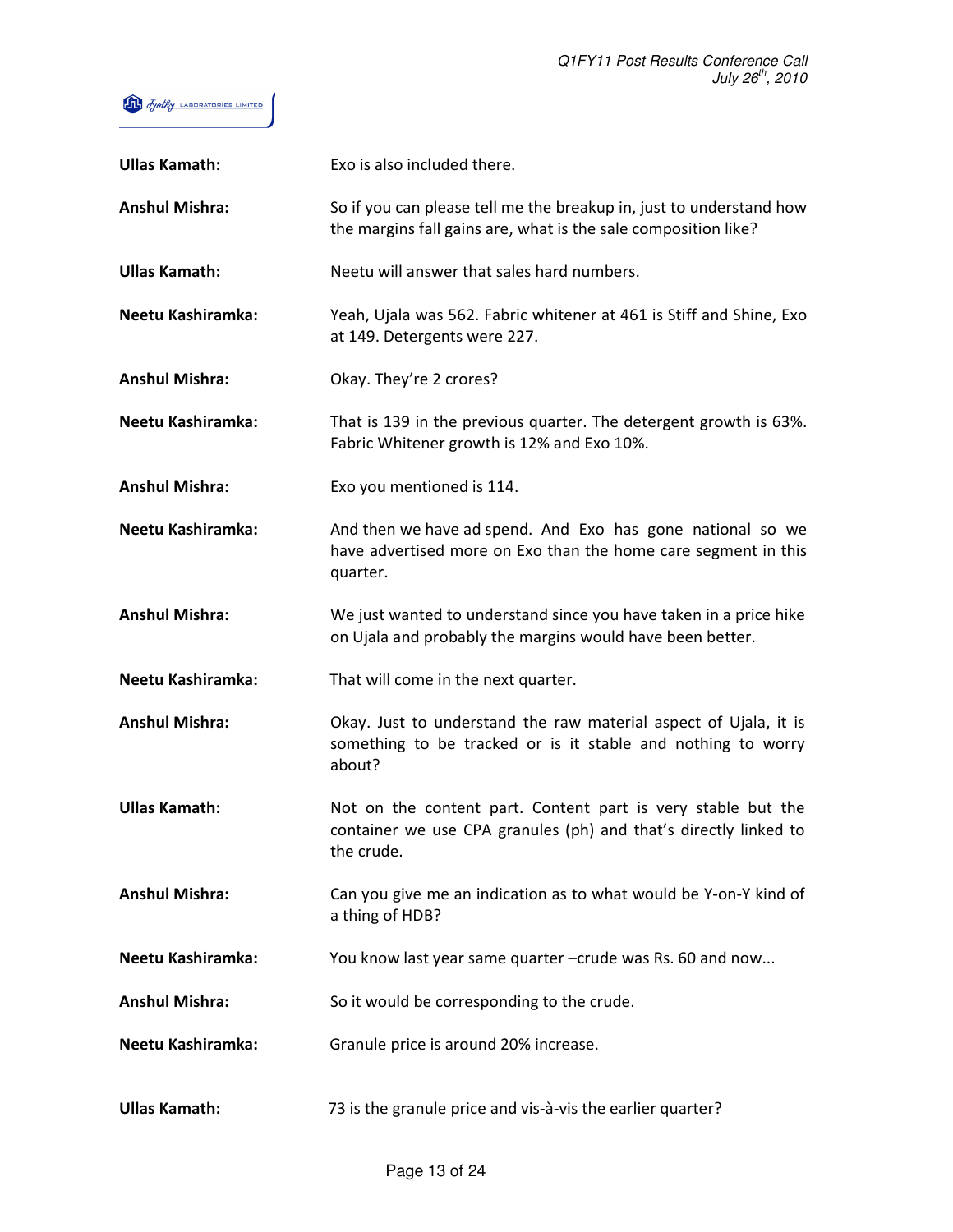**Ullas Kamath:** Exo is also included there.

**Anshul Mishra:** So if you can please tell me the breakup in, just to understand how the margins fall gains are, what is the sale composition like?

**Ullas Kamath:** Neetu will answer that sales hard numbers.

**Neetu Kashiramka:** Yeah, Ujala was 562. Fabric whitener at 461 is Stiff and Shine, Exo at 149. Detergents were 227.

**Anshul Mishra:** Okay. They're 2 crores?

**Neetu Kashiramka:** That is 139 in the previous quarter. The detergent growth is 63%. Fabric Whitener growth is 12% and Exo 10%.

**Anshul Mishra:** Exo you mentioned is 114.

**Neetu Kashiramka:** And then we have ad spend. And Exo has gone national so we have advertised more on Exo than the home care segment in this quarter.

**Anshul Mishra:** We just wanted to understand since you have taken in a price hike on Ujala and probably the margins would have been better.

**Neetu Kashiramka:** That will come in the next quarter.

**Anshul Mishra:** Okay. Just to understand the raw material aspect of Ujala, it is something to be tracked or is it stable and nothing to worry about?

**Ullas Kamath:** Not on the content part. Content part is very stable but the container we use CPA granules (ph) and that's directly linked to the crude.

**Anshul Mishra:** Can you give me an indication as to what would be Y-on-Y kind of a thing of HDB?

**Neetu Kashiramka:** You know last year same quarter –crude was Rs. 60 and now...

**Anshul Mishra:** So it would be corresponding to the crude.

**Neetu Kashiramka:** Granule price is around 20% increase.

**Ullas Kamath:** 73 is the granule price and vis-à-vis the earlier quarter?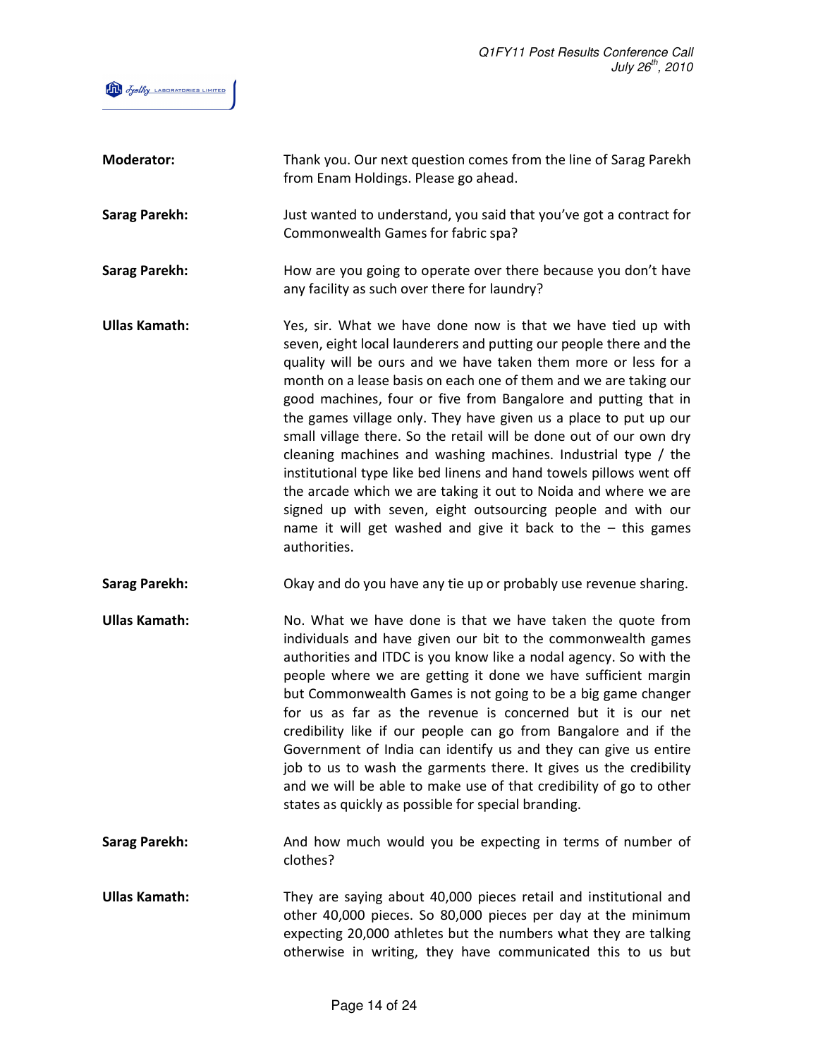**Moderator:** Thank you. Our next question comes from the line of Sarag Parekh from Enam Holdings. Please go ahead.

**Sarag Parekh:** Just wanted to understand, you said that you've got a contract for Commonwealth Games for fabric spa?

**Sarag Parekh:** How are you going to operate over there because you don't have any facility as such over there for laundry?

**Ullas Kamath:** Yes, sir. What we have done now is that we have tied up with seven, eight local launderers and putting our people there and the quality will be ours and we have taken them more or less for a month on a lease basis on each one of them and we are taking our good machines, four or five from Bangalore and putting that in the games village only. They have given us a place to put up our small village there. So the retail will be done out of our own dry cleaning machines and washing machines. Industrial type / the institutional type like bed linens and hand towels pillows went off the arcade which we are taking it out to Noida and where we are signed up with seven, eight outsourcing people and with our name it will get washed and give it back to the – this games authorities.

**Sarag Parekh:** Okay and do you have any tie up or probably use revenue sharing.

**Ullas Kamath:** No. What we have done is that we have taken the quote from individuals and have given our bit to the commonwealth games authorities and ITDC is you know like a nodal agency. So with the people where we are getting it done we have sufficient margin but Commonwealth Games is not going to be a big game changer for us as far as the revenue is concerned but it is our net credibility like if our people can go from Bangalore and if the Government of India can identify us and they can give us entire job to us to wash the garments there. It gives us the credibility and we will be able to make use of that credibility of go to other states as quickly as possible for special branding.

**Sarag Parekh:** And how much would you be expecting in terms of number of clothes?

**Ullas Kamath:** They are saying about 40,000 pieces retail and institutional and other 40,000 pieces. So 80,000 pieces per day at the minimum expecting 20,000 athletes but the numbers what they are talking otherwise in writing, they have communicated this to us but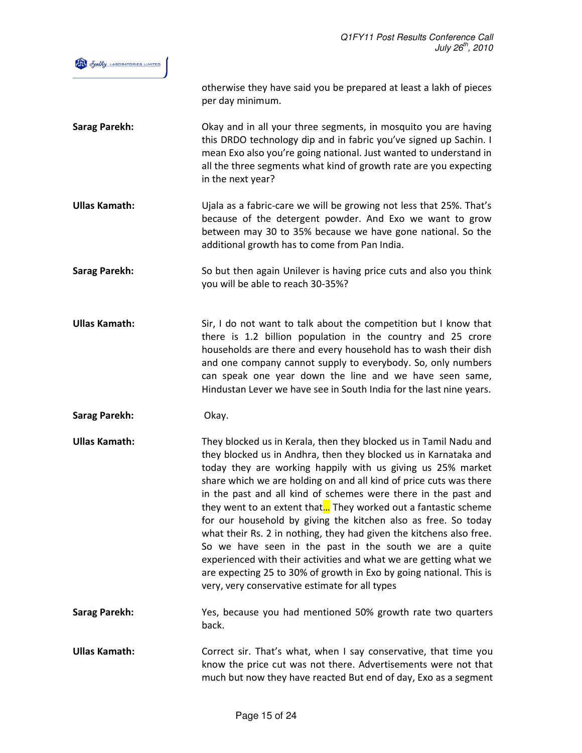otherwise they have said you be prepared at least a lakh of pieces per day minimum.

**Sarag Parekh:** Okay and in all your three segments, in mosquito you are having this DRDO technology dip and in fabric you've signed up Sachin. I mean Exo also you're going national. Just wanted to understand in all the three segments what kind of growth rate are you expecting in the next year?

**Ullas Kamath:** Ujala as a fabric-care we will be growing not less that 25%. That's because of the detergent powder. And Exo we want to grow between may 30 to 35% because we have gone national. So the additional growth has to come from Pan India.

**Sarag Parekh:** So but then again Unilever is having price cuts and also you think you will be able to reach 30-35%?

**Ullas Kamath:** Sir, I do not want to talk about the competition but I know that there is 1.2 billion population in the country and 25 crore households are there and every household has to wash their dish and one company cannot supply to everybody. So, only numbers can speak one year down the line and we have seen same, Hindustan Lever we have see in South India for the last nine years.

**Sarag Parekh:** Okay.

**Ullas Kamath:** They blocked us in Kerala, then they blocked us in Tamil Nadu and they blocked us in Andhra, then they blocked us in Karnataka and today they are working happily with us giving us 25% market share which we are holding on and all kind of price cuts was there in the past and all kind of schemes were there in the past and they went to an extent that... They worked out a fantastic scheme for our household by giving the kitchen also as free. So today what their Rs. 2 in nothing, they had given the kitchens also free. So we have seen in the past in the south we are a quite experienced with their activities and what we are getting what we are expecting 25 to 30% of growth in Exo by going national. This is very, very conservative estimate for all types

**Sarag Parekh:** Yes, because you had mentioned 50% growth rate two quarters back.

**Ullas Kamath:** Correct sir. That's what, when I say conservative, that time you know the price cut was not there. Advertisements were not that much but now they have reacted But end of day, Exo as a segment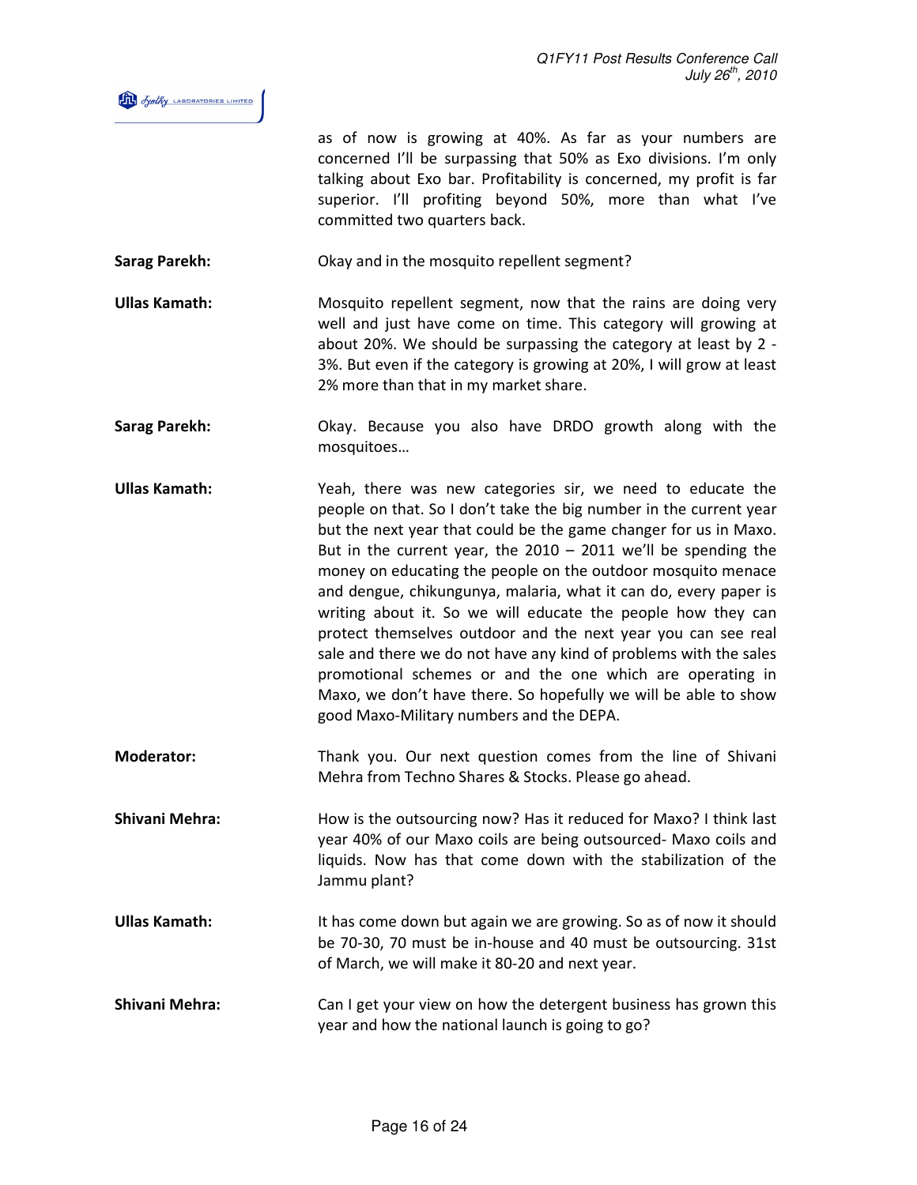as of now is growing at 40%. As far as your numbers are concerned I'll be surpassing that 50% as Exo divisions. I'm only talking about Exo bar. Profitability is concerned, my profit is far superior. I'll profiting beyond 50%, more than what I've committed two quarters back.

**Sarag Parekh:** Okay and in the mosquito repellent segment?

**Ullas Kamath:** Mosquito repellent segment, now that the rains are doing very well and just have come on time. This category will growing at about 20%. We should be surpassing the category at least by 2 - 3%. But even if the category is growing at 20%, I will grow at least 2% more than that in my market share.

**Sarag Parekh:** Okay. Because you also have DRDO growth along with the mosquitoes…

**Ullas Kamath:** Yeah, there was new categories sir, we need to educate the people on that. So I don't take the big number in the current year but the next year that could be the game changer for us in Maxo. But in the current year, the 2010 – 2011 we'll be spending the money on educating the people on the outdoor mosquito menace and dengue, chikungunya, malaria, what it can do, every paper is writing about it. So we will educate the people how they can protect themselves outdoor and the next year you can see real sale and there we do not have any kind of problems with the sales promotional schemes or and the one which are operating in Maxo, we don't have there. So hopefully we will be able to show good Maxo-Military numbers and the DEPA.

**Moderator:** Thank you. Our next question comes from the line of Shivani Mehra from Techno Shares & Stocks. Please go ahead.

**Shivani Mehra:** How is the outsourcing now? Has it reduced for Maxo? I think last year 40% of our Maxo coils are being outsourced- Maxo coils and liquids. Now has that come down with the stabilization of the Jammu plant?

**Ullas Kamath:** It has come down but again we are growing. So as of now it should be 70-30, 70 must be in-house and 40 must be outsourcing. 31st of March, we will make it 80-20 and next year.

**Shivani Mehra:** Can I get your view on how the detergent business has grown this year and how the national launch is going to go?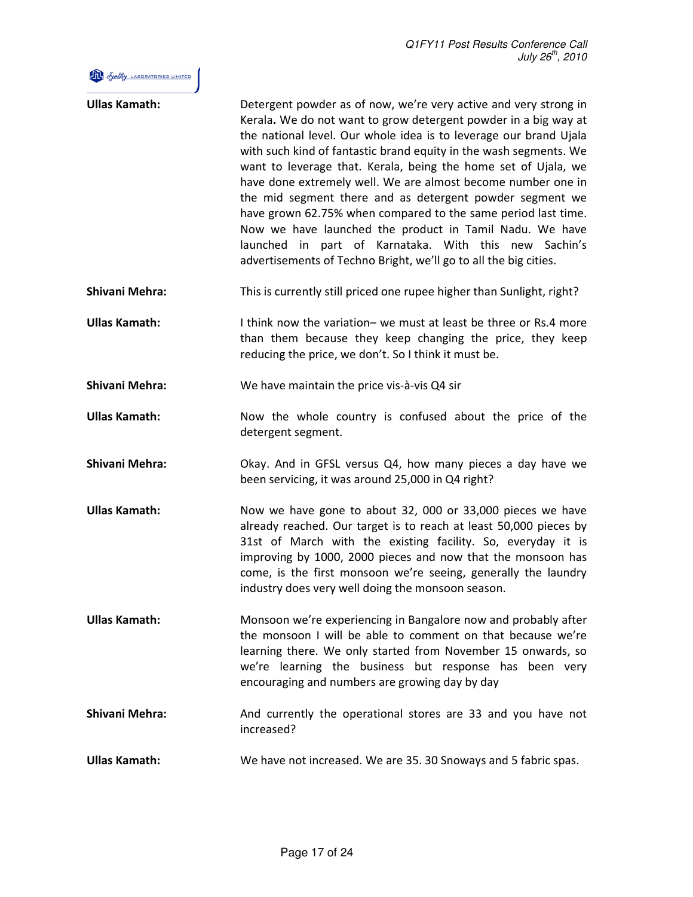**Ullas Kamath:** Detergent powder as of now, we're very active and very strong in Kerala**.** We do not want to grow detergent powder in a big way at the national level. Our whole idea is to leverage our brand Ujala with such kind of fantastic brand equity in the wash segments. We want to leverage that. Kerala, being the home set of Ujala, we have done extremely well. We are almost become number one in the mid segment there and as detergent powder segment we have grown 62.75% when compared to the same period last time. Now we have launched the product in Tamil Nadu. We have launched in part of Karnataka. With this new Sachin's advertisements of Techno Bright, we'll go to all the big cities.

**Shivani Mehra:** This is currently still priced one rupee higher than Sunlight, right?

**Ullas Kamath:** I think now the variation– we must at least be three or Rs.4 more than them because they keep changing the price, they keep reducing the price, we don't. So I think it must be.

**Shivani Mehra:** We have maintain the price vis-à-vis Q4 sir

**Ullas Kamath:** Now the whole country is confused about the price of the detergent segment.

**Shivani Mehra:** Okay. And in GFSL versus Q4, how many pieces a day have we been servicing, it was around 25,000 in Q4 right?

**Ullas Kamath:** Now we have gone to about 32, 000 or 33,000 pieces we have already reached. Our target is to reach at least 50,000 pieces by 31st of March with the existing facility. So, everyday it is improving by 1000, 2000 pieces and now that the monsoon has come, is the first monsoon we're seeing, generally the laundry industry does very well doing the monsoon season.

**Ullas Kamath:** Monsoon we're experiencing in Bangalore now and probably after the monsoon I will be able to comment on that because we're learning there. We only started from November 15 onwards, so we're learning the business but response has been very encouraging and numbers are growing day by day

**Shivani Mehra:** And currently the operational stores are 33 and you have not increased?

**Ullas Kamath:** We have not increased. We are 35. 30 Snoways and 5 fabric spas.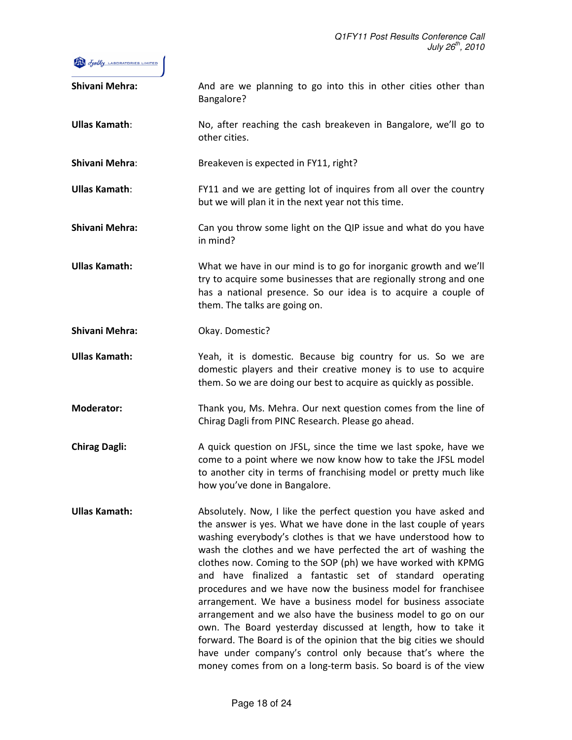**Shivani Mehra:** And are we planning to go into this in other cities other than Bangalore?

**Ullas Kamath**: No, after reaching the cash breakeven in Bangalore, we'll go to other cities.

**Shivani Mehra**: Breakeven is expected in FY11, right?

**Ullas Kamath**: FY11 and we are getting lot of inquires from all over the country but we will plan it in the next year not this time.

**Shivani Mehra:** Can you throw some light on the QIP issue and what do you have in mind?

**Ullas Kamath:** What we have in our mind is to go for inorganic growth and we'll try to acquire some businesses that are regionally strong and one has a national presence. So our idea is to acquire a couple of them. The talks are going on.

**Shivani Mehra:** Okay. Domestic?

**Ullas Kamath:** Yeah, it is domestic. Because big country for us. So we are domestic players and their creative money is to use to acquire them. So we are doing our best to acquire as quickly as possible.

**Moderator:** Thank you, Ms. Mehra. Our next question comes from the line of Chirag Dagli from PINC Research. Please go ahead.

**Chirag Dagli:** A quick question on JFSL, since the time we last spoke, have we come to a point where we now know how to take the JFSL model to another city in terms of franchising model or pretty much like how you've done in Bangalore.

**Ullas Kamath:** Absolutely. Now, I like the perfect question you have asked and the answer is yes. What we have done in the last couple of years washing everybody's clothes is that we have understood how to wash the clothes and we have perfected the art of washing the clothes now. Coming to the SOP (ph) we have worked with KPMG and have finalized a fantastic set of standard operating procedures and we have now the business model for franchisee arrangement. We have a business model for business associate arrangement and we also have the business model to go on our own. The Board yesterday discussed at length, how to take it forward. The Board is of the opinion that the big cities we should have under company's control only because that's where the money comes from on a long-term basis. So board is of the view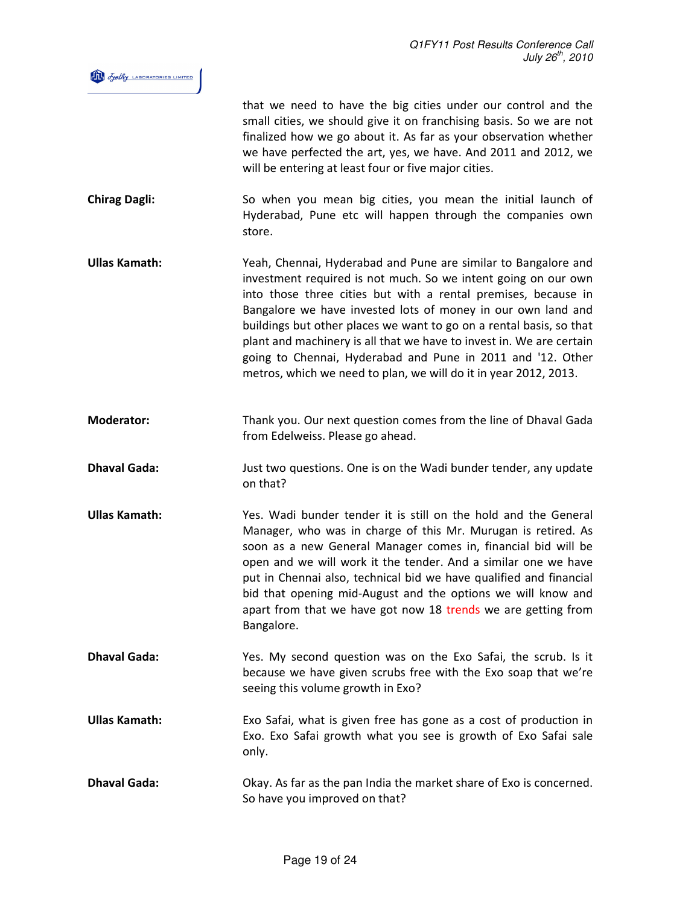that we need to have the big cities under our control and the small cities, we should give it on franchising basis. So we are not finalized how we go about it. As far as your observation whether we have perfected the art, yes, we have. And 2011 and 2012, we will be entering at least four or five major cities.

**Chirag Dagli:** So when you mean big cities, you mean the initial launch of Hyderabad, Pune etc will happen through the companies own store.

**Ullas Kamath:** Yeah, Chennai, Hyderabad and Pune are similar to Bangalore and investment required is not much. So we intent going on our own into those three cities but with a rental premises, because in Bangalore we have invested lots of money in our own land and buildings but other places we want to go on a rental basis, so that plant and machinery is all that we have to invest in. We are certain going to Chennai, Hyderabad and Pune in 2011 and '12. Other metros, which we need to plan, we will do it in year 2012, 2013.

**Moderator:** Thank you. Our next question comes from the line of Dhaval Gada from Edelweiss. Please go ahead.

**Dhaval Gada:** Just two questions. One is on the Wadi bunder tender, any update on that?

**Ullas Kamath:** Yes. Wadi bunder tender it is still on the hold and the General Manager, who was in charge of this Mr. Murugan is retired. As soon as a new General Manager comes in, financial bid will be open and we will work it the tender. And a similar one we have put in Chennai also, technical bid we have qualified and financial bid that opening mid-August and the options we will know and apart from that we have got now 18 trends we are getting from Bangalore.

**Dhaval Gada:** Yes. My second question was on the Exo Safai, the scrub. Is it because we have given scrubs free with the Exo soap that we're seeing this volume growth in Exo?

**Ullas Kamath:** Exo Safai, what is given free has gone as a cost of production in Exo. Exo Safai growth what you see is growth of Exo Safai sale only.

**Dhaval Gada:** Okay. As far as the pan India the market share of Exo is concerned. So have you improved on that?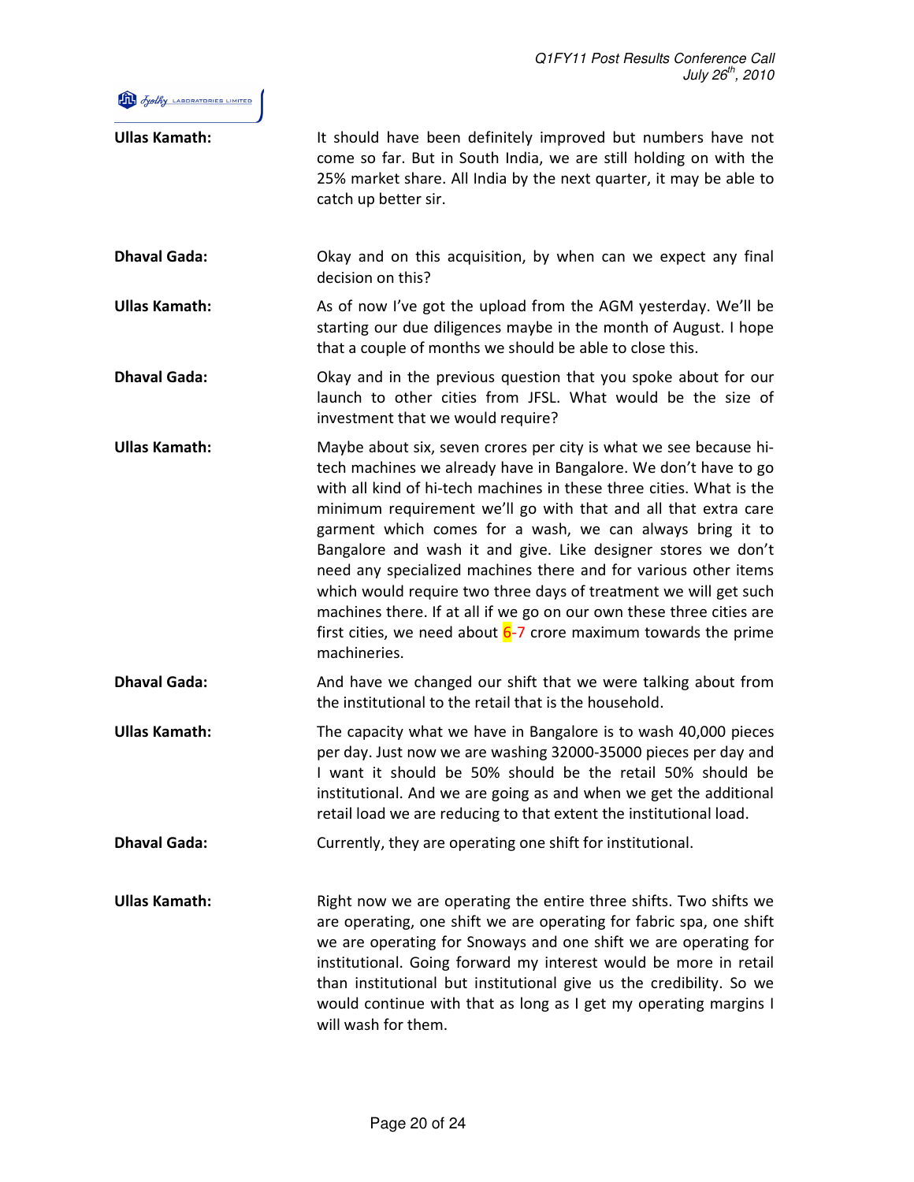**Ullas Kamath:** It should have been definitely improved but numbers have not come so far. But in South India, we are still holding on with the 25% market share. All India by the next quarter, it may be able to catch up better sir.

**Dhaval Gada:** Okay and on this acquisition, by when can we expect any final decision on this?

**Ullas Kamath:** As of now I've got the upload from the AGM yesterday. We'll be starting our due diligences maybe in the month of August. I hope that a couple of months we should be able to close this.

**Dhaval Gada:** Okay and in the previous question that you spoke about for our launch to other cities from JFSL. What would be the size of investment that we would require?

**Ullas Kamath:** Maybe about six, seven crores per city is what we see because hi-tech machines we already have in Bangalore. We don't have to go with all kind of hi-tech machines in these three cities. What is the minimum requirement we'll go with that and all that extra care garment which comes for a wash, we can always bring it to Bangalore and wash it and give. Like designer stores we don't need any specialized machines there and for various other items which would require two three days of treatment we will get such machines there. If at all if we go on our own these three cities are first cities, we need about 6-7 crore maximum towards the prime machineries.

**Dhaval Gada:** And have we changed our shift that we were talking about from the institutional to the retail that is the household.

**Ullas Kamath:** The capacity what we have in Bangalore is to wash 40,000 pieces per day. Just now we are washing 32000-35000 pieces per day and I want it should be 50% should be the retail 50% should be institutional. And we are going as and when we get the additional retail load we are reducing to that extent the institutional load.

**Dhaval Gada:** Currently, they are operating one shift for institutional.

**Ullas Kamath:** Right now we are operating the entire three shifts. Two shifts we are operating, one shift we are operating for fabric spa, one shift we are operating for Snoways and one shift we are operating for institutional. Going forward my interest would be more in retail than institutional but institutional give us the credibility. So we would continue with that as long as I get my operating margins I will wash for them.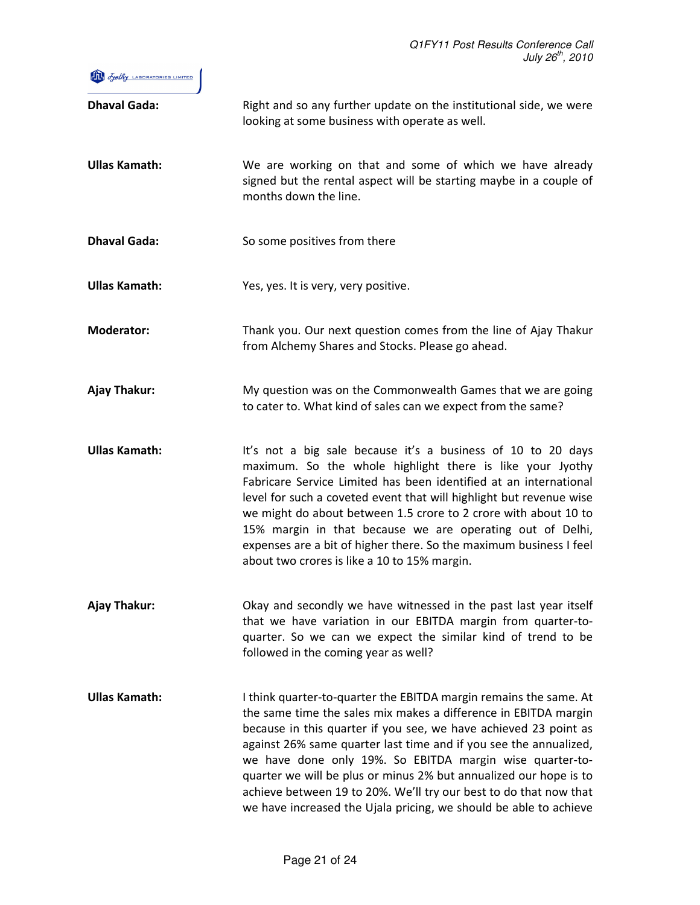**Dhaval Gada:** Right and so any further update on the institutional side, we were looking at some business with operate as well.

**Ullas Kamath:** We are working on that and some of which we have already signed but the rental aspect will be starting maybe in a couple of months down the line.

**Dhaval Gada:** So some positives from there

**Ullas Kamath:** Yes, yes. It is very, very positive.

**Moderator:** Thank you. Our next question comes from the line of Ajay Thakur from Alchemy Shares and Stocks. Please go ahead.

**Ajay Thakur:** My question was on the Commonwealth Games that we are going to cater to. What kind of sales can we expect from the same?

**Ullas Kamath:** It's not a big sale because it's a business of 10 to 20 days maximum. So the whole highlight there is like your Jyothy Fabricare Service Limited has been identified at an international level for such a coveted event that will highlight but revenue wise we might do about between 1.5 crore to 2 crore with about 10 to 15% margin in that because we are operating out of Delhi, expenses are a bit of higher there. So the maximum business I feel about two crores is like a 10 to 15% margin.

**Ajay Thakur:** Okay and secondly we have witnessed in the past last year itself that we have variation in our EBITDA margin from quarter-to-quarter. So we can we expect the similar kind of trend to be followed in the coming year as well?

**Ullas Kamath:** I think quarter-to-quarter the EBITDA margin remains the same. At the same time the sales mix makes a difference in EBITDA margin because in this quarter if you see, we have achieved 23 point as against 26% same quarter last time and if you see the annualized, we have done only 19%. So EBITDA margin wise quarter-to-quarter we will be plus or minus 2% but annualized our hope is to achieve between 19 to 20%. We'll try our best to do that now that we have increased the Ujala pricing, we should be able to achieve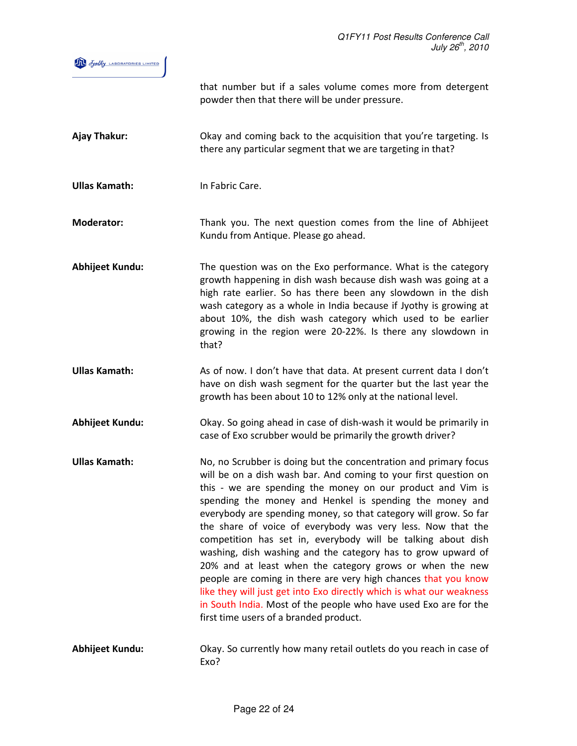that number but if a sales volume comes more from detergent powder then that there will be under pressure.

**Ajay Thakur:** Okay and coming back to the acquisition that you're targeting. Is there any particular segment that we are targeting in that?

**Ullas Kamath:** In Fabric Care.

**Moderator:** Thank you. The next question comes from the line of Abhijeet Kundu from Antique. Please go ahead.

**Abhijeet Kundu:** The question was on the Exo performance. What is the category growth happening in dish wash because dish wash was going at a high rate earlier. So has there been any slowdown in the dish wash category as a whole in India because if Jyothy is growing at about 10%, the dish wash category which used to be earlier growing in the region were 20-22%. Is there any slowdown in that?

**Ullas Kamath:** As of now. I don't have that data. At present current data I don't have on dish wash segment for the quarter but the last year the growth has been about 10 to 12% only at the national level.

**Abhijeet Kundu:** Okay. So going ahead in case of dish-wash it would be primarily in case of Exo scrubber would be primarily the growth driver?

**Ullas Kamath:** No, no Scrubber is doing but the concentration and primary focus will be on a dish wash bar. And coming to your first question on this - we are spending the money on our product and Vim is spending the money and Henkel is spending the money and everybody are spending money, so that category will grow. So far the share of voice of everybody was very less. Now that the competition has set in, everybody will be talking about dish washing, dish washing and the category has to grow upward of 20% and at least when the category grows or when the new people are coming in there are very high chances that you know like they will just get into Exo directly which is what our weakness in South India. Most of the people who have used Exo are for the first time users of a branded product.

**Abhijeet Kundu:** Okay. So currently how many retail outlets do you reach in case of Exo?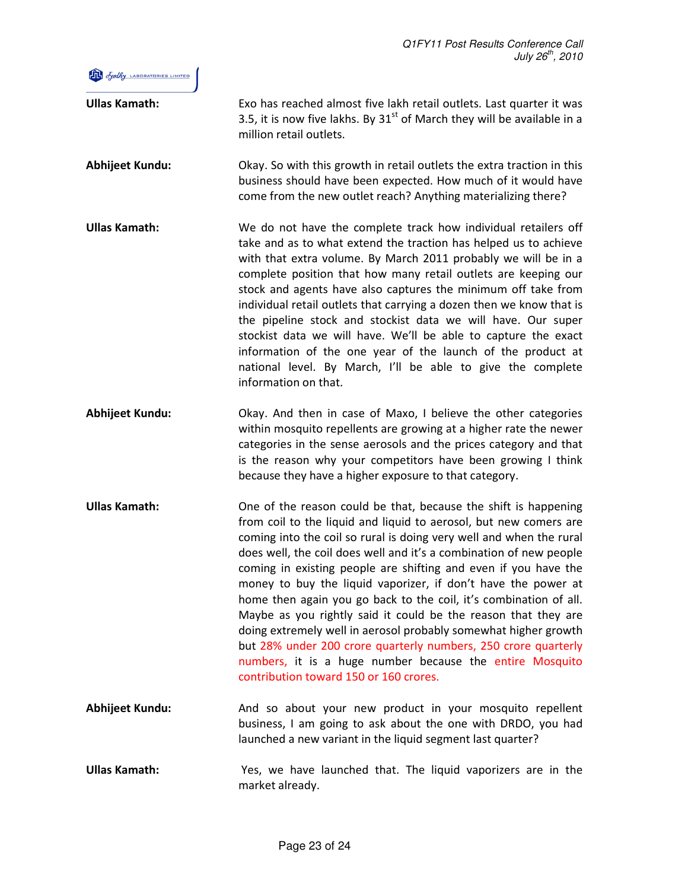**Ullas Kamath:** Exo has reached almost five lakh retail outlets. Last quarter it was 3.5, it is now five lakhs. By 31st of March they will be available in a million retail outlets.

**Abhijeet Kundu:** Okay. So with this growth in retail outlets the extra traction in this business should have been expected. How much of it would have come from the new outlet reach? Anything materializing there?

**Ullas Kamath:** We do not have the complete track how individual retailers off take and as to what extend the traction has helped us to achieve with that extra volume. By March 2011 probably we will be in a complete position that how many retail outlets are keeping our stock and agents have also captures the minimum off take from individual retail outlets that carrying a dozen then we know that is the pipeline stock and stockist data we will have. Our super stockist data we will have. We'll be able to capture the exact information of the one year of the launch of the product at national level. By March, I'll be able to give the complete information on that.

**Abhijeet Kundu:** Okay. And then in case of Maxo, I believe the other categories within mosquito repellents are growing at a higher rate the newer categories in the sense aerosols and the prices category and that is the reason why your competitors have been growing I think because they have a higher exposure to that category.

**Ullas Kamath:** One of the reason could be that, because the shift is happening from coil to the liquid and liquid to aerosol, but new comers are coming into the coil so rural is doing very well and when the rural does well, the coil does well and it's a combination of new people coming in existing people are shifting and even if you have the money to buy the liquid vaporizer, if don't have the power at home then again you go back to the coil, it's combination of all. Maybe as you rightly said it could be the reason that they are doing extremely well in aerosol probably somewhat higher growth but 28% under 200 crore quarterly numbers, 250 crore quarterly numbers, it is a huge number because the entire Mosquito contribution toward 150 or 160 crores.

**Abhijeet Kundu:** And so about your new product in your mosquito repellent business, I am going to ask about the one with DRDO, you had launched a new variant in the liquid segment last quarter?

**Ullas Kamath:** Yes, we have launched that. The liquid vaporizers are in the market already.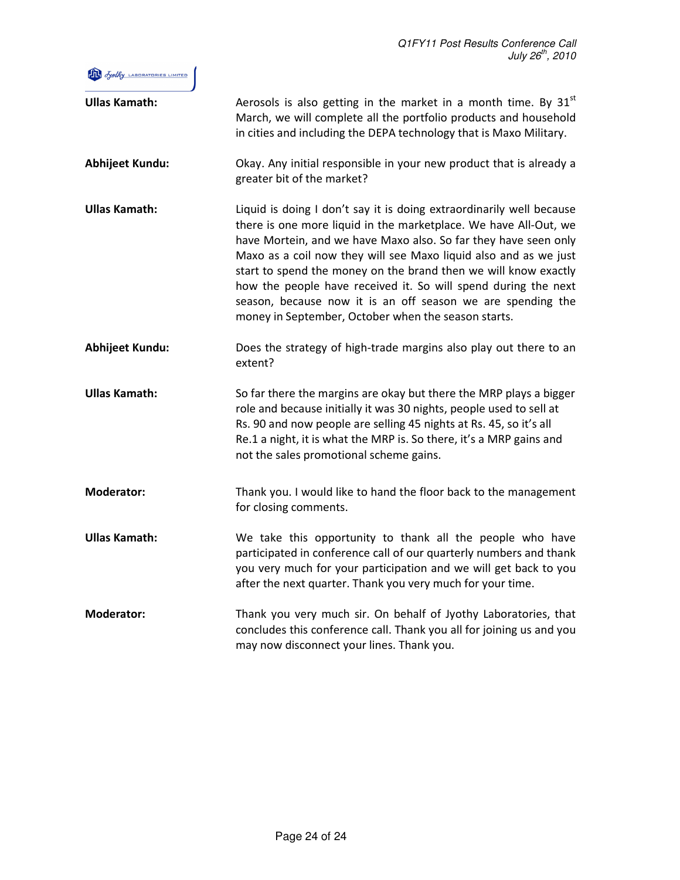**Ullas Kamath:** Aerosols is also getting in the market in a month time. By 31st March, we will complete all the portfolio products and household in cities and including the DEPA technology that is Maxo Military.

**Abhijeet Kundu:** Okay. Any initial responsible in your new product that is already a greater bit of the market?

**Ullas Kamath:** Liquid is doing I don't say it is doing extraordinarily well because there is one more liquid in the marketplace. We have All-Out, we have Mortein, and we have Maxo also. So far they have seen only Maxo as a coil now they will see Maxo liquid also and as we just start to spend the money on the brand then we will know exactly how the people have received it. So will spend during the next season, because now it is an off season we are spending the money in September, October when the season starts.

**Abhijeet Kundu:** Does the strategy of high-trade margins also play out there to an extent?

**Ullas Kamath:** So far there the margins are okay but there the MRP plays a bigger role and because initially it was 30 nights, people used to sell at Rs. 90 and now people are selling 45 nights at Rs. 45, so it's all Re.1 a night, it is what the MRP is. So there, it's a MRP gains and not the sales promotional scheme gains.

**Moderator:** Thank you. I would like to hand the floor back to the management for closing comments.

**Ullas Kamath:** We take this opportunity to thank all the people who have participated in conference call of our quarterly numbers and thank you very much for your participation and we will get back to you after the next quarter. Thank you very much for your time.

**Moderator:** Thank you very much sir. On behalf of Jyothy Laboratories, that concludes this conference call. Thank you all for joining us and you may now disconnect your lines. Thank you.